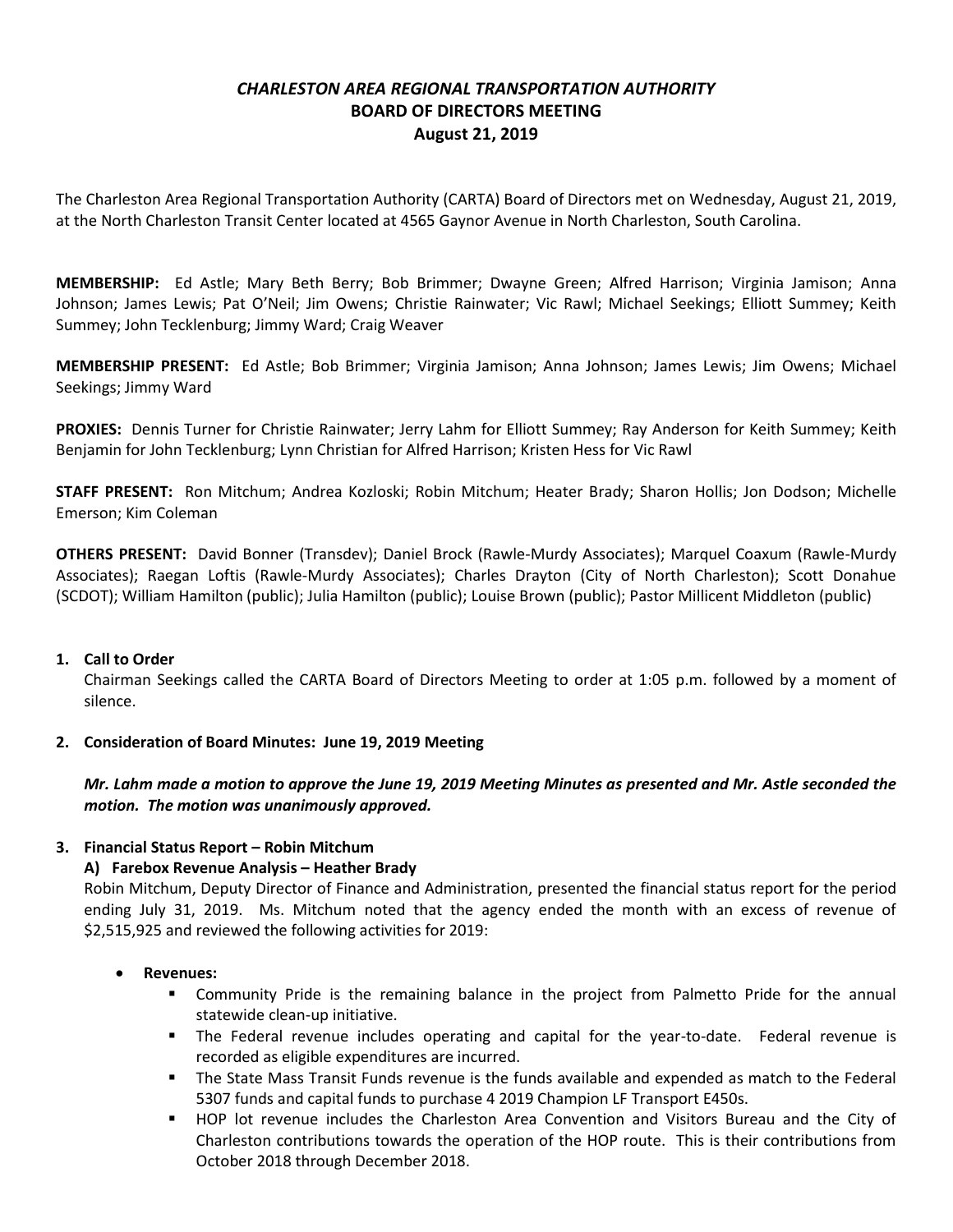# *CHARLESTON AREA REGIONAL TRANSPORTATION AUTHORITY*
## BOARD OF DIRECTORS MEETING
## August 21, 2019

The Charleston Area Regional Transportation Authority (CARTA) Board of Directors met on Wednesday, August 21, 2019, at the North Charleston Transit Center located at 4565 Gaynor Avenue in North Charleston, South Carolina.

**MEMBERSHIP:** Ed Astle; Mary Beth Berry; Bob Brimmer; Dwayne Green; Alfred Harrison; Virginia Jamison; Anna Johnson; James Lewis; Pat O'Neil; Jim Owens; Christie Rainwater; Vic Rawl; Michael Seekings; Elliott Summey; Keith Summey; John Tecklenburg; Jimmy Ward; Craig Weaver

**MEMBERSHIP PRESENT:** Ed Astle; Bob Brimmer; Virginia Jamison; Anna Johnson; James Lewis; Jim Owens; Michael Seekings; Jimmy Ward

**PROXIES:** Dennis Turner for Christie Rainwater; Jerry Lahm for Elliott Summey; Ray Anderson for Keith Summey; Keith Benjamin for John Tecklenburg; Lynn Christian for Alfred Harrison; Kristen Hess for Vic Rawl

**STAFF PRESENT:** Ron Mitchum; Andrea Kozloski; Robin Mitchum; Heater Brady; Sharon Hollis; Jon Dodson; Michelle Emerson; Kim Coleman

**OTHERS PRESENT:** David Bonner (Transdev); Daniel Brock (Rawle-Murdy Associates); Marquel Coaxum (Rawle-Murdy Associates); Raegan Loftis (Rawle-Murdy Associates); Charles Drayton (City of North Charleston); Scott Donahue (SCDOT); William Hamilton (public); Julia Hamilton (public); Louise Brown (public); Pastor Millicent Middleton (public)

1. **Call to Order**

   Chairman Seekings called the CARTA Board of Directors Meeting to order at 1:05 p.m. followed by a moment of silence.

2. **Consideration of Board Minutes: June 19, 2019 Meeting**

   ***Mr. Lahm made a motion to approve the June 19, 2019 Meeting Minutes as presented and Mr. Astle seconded the motion. The motion was unanimously approved.***

3. **Financial Status Report – Robin Mitchum**

   **A) Farebox Revenue Analysis – Heather Brady**

   Robin Mitchum, Deputy Director of Finance and Administration, presented the financial status report for the period ending July 31, 2019. Ms. Mitchum noted that the agency ended the month with an excess of revenue of \$2,515,925 and reviewed the following activities for 2019:

   - **Revenues:**
     - Community Pride is the remaining balance in the project from Palmetto Pride for the annual statewide clean-up initiative.
     - The Federal revenue includes operating and capital for the year-to-date. Federal revenue is recorded as eligible expenditures are incurred.
     - The State Mass Transit Funds revenue is the funds available and expended as match to the Federal 5307 funds and capital funds to purchase 4 2019 Champion LF Transport E450s.
     - HOP lot revenue includes the Charleston Area Convention and Visitors Bureau and the City of Charleston contributions towards the operation of the HOP route. This is their contributions from October 2018 through December 2018.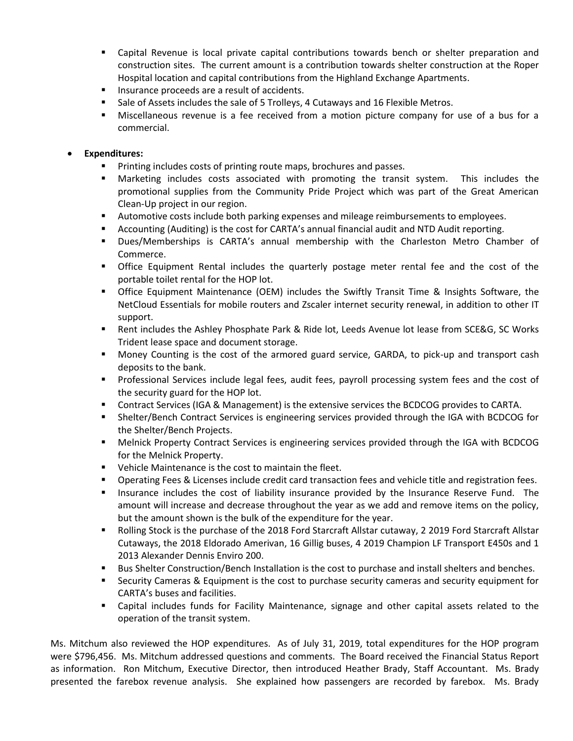- Capital Revenue is local private capital contributions towards bench or shelter preparation and construction sites. The current amount is a contribution towards shelter construction at the Roper Hospital location and capital contributions from the Highland Exchange Apartments.
  - Insurance proceeds are a result of accidents.
  - Sale of Assets includes the sale of 5 Trolleys, 4 Cutaways and 16 Flexible Metros.
  - Miscellaneous revenue is a fee received from a motion picture company for use of a bus for a commercial.

- **Expenditures:**
  - Printing includes costs of printing route maps, brochures and passes.
  - Marketing includes costs associated with promoting the transit system. This includes the promotional supplies from the Community Pride Project which was part of the Great American Clean-Up project in our region.
  - Automotive costs include both parking expenses and mileage reimbursements to employees.
  - Accounting (Auditing) is the cost for CARTA's annual financial audit and NTD Audit reporting.
  - Dues/Memberships is CARTA's annual membership with the Charleston Metro Chamber of Commerce.
  - Office Equipment Rental includes the quarterly postage meter rental fee and the cost of the portable toilet rental for the HOP lot.
  - Office Equipment Maintenance (OEM) includes the Swiftly Transit Time & Insights Software, the NetCloud Essentials for mobile routers and Zscaler internet security renewal, in addition to other IT support.
  - Rent includes the Ashley Phosphate Park & Ride lot, Leeds Avenue lot lease from SCE&G, SC Works Trident lease space and document storage.
  - Money Counting is the cost of the armored guard service, GARDA, to pick-up and transport cash deposits to the bank.
  - Professional Services include legal fees, audit fees, payroll processing system fees and the cost of the security guard for the HOP lot.
  - Contract Services (IGA & Management) is the extensive services the BCDCOG provides to CARTA.
  - Shelter/Bench Contract Services is engineering services provided through the IGA with BCDCOG for the Shelter/Bench Projects.
  - Melnick Property Contract Services is engineering services provided through the IGA with BCDCOG for the Melnick Property.
  - Vehicle Maintenance is the cost to maintain the fleet.
  - Operating Fees & Licenses include credit card transaction fees and vehicle title and registration fees.
  - Insurance includes the cost of liability insurance provided by the Insurance Reserve Fund. The amount will increase and decrease throughout the year as we add and remove items on the policy, but the amount shown is the bulk of the expenditure for the year.
  - Rolling Stock is the purchase of the 2018 Ford Starcraft Allstar cutaway, 2 2019 Ford Starcraft Allstar Cutaways, the 2018 Eldorado Amerivan, 16 Gillig buses, 4 2019 Champion LF Transport E450s and 1 2013 Alexander Dennis Enviro 200.
  - Bus Shelter Construction/Bench Installation is the cost to purchase and install shelters and benches.
  - Security Cameras & Equipment is the cost to purchase security cameras and security equipment for CARTA's buses and facilities.
  - Capital includes funds for Facility Maintenance, signage and other capital assets related to the operation of the transit system.

Ms. Mitchum also reviewed the HOP expenditures. As of July 31, 2019, total expenditures for the HOP program were $796,456. Ms. Mitchum addressed questions and comments. The Board received the Financial Status Report as information. Ron Mitchum, Executive Director, then introduced Heather Brady, Staff Accountant. Ms. Brady presented the farebox revenue analysis. She explained how passengers are recorded by farebox. Ms. Brady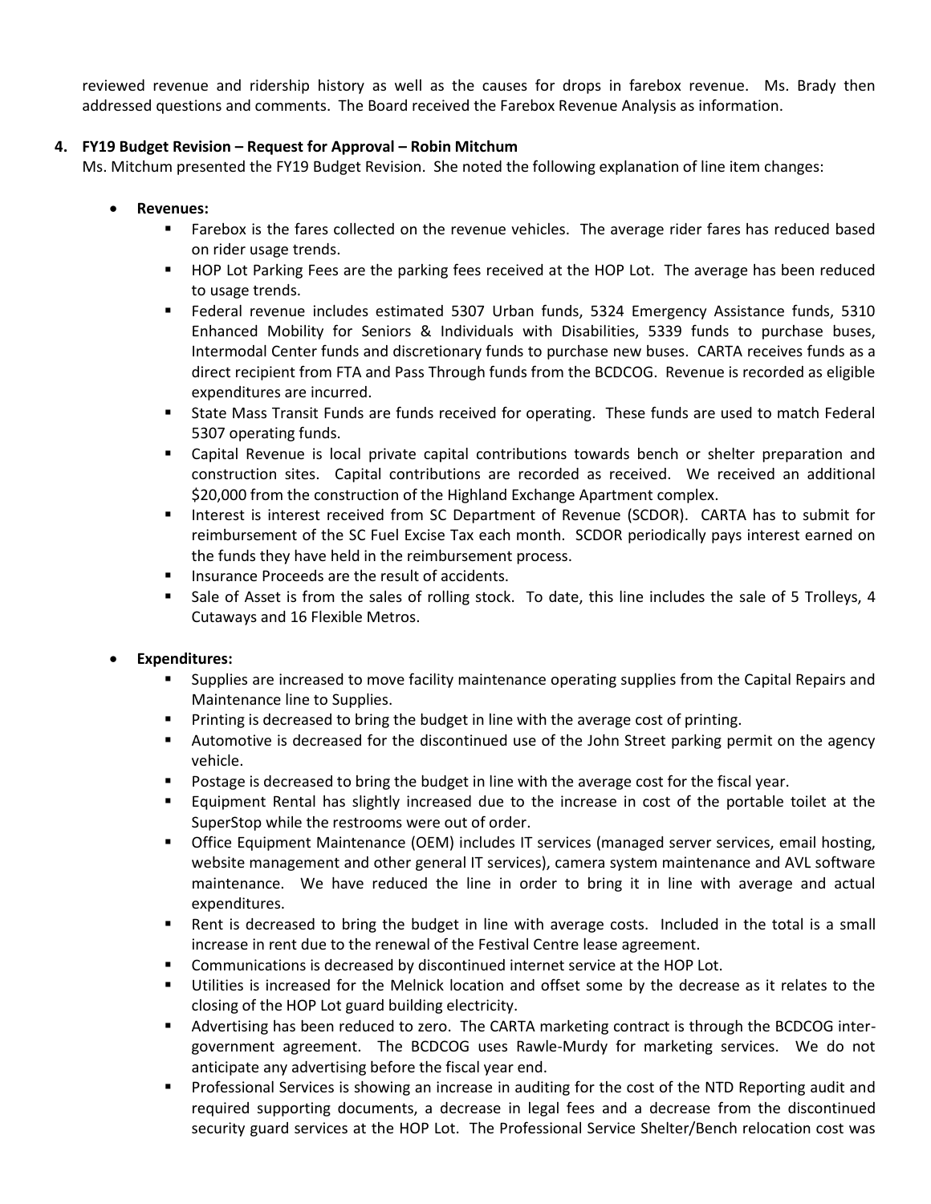reviewed revenue and ridership history as well as the causes for drops in farebox revenue. Ms. Brady then addressed questions and comments. The Board received the Farebox Revenue Analysis as information.

4. **FY19 Budget Revision – Request for Approval – Robin Mitchum**

Ms. Mitchum presented the FY19 Budget Revision. She noted the following explanation of line item changes:

- **Revenues:**
  - Farebox is the fares collected on the revenue vehicles. The average rider fares has reduced based on rider usage trends.
  - HOP Lot Parking Fees are the parking fees received at the HOP Lot. The average has been reduced to usage trends.
  - Federal revenue includes estimated 5307 Urban funds, 5324 Emergency Assistance funds, 5310 Enhanced Mobility for Seniors & Individuals with Disabilities, 5339 funds to purchase buses, Intermodal Center funds and discretionary funds to purchase new buses. CARTA receives funds as a direct recipient from FTA and Pass Through funds from the BCDCOG. Revenue is recorded as eligible expenditures are incurred.
  - State Mass Transit Funds are funds received for operating. These funds are used to match Federal 5307 operating funds.
  - Capital Revenue is local private capital contributions towards bench or shelter preparation and construction sites. Capital contributions are recorded as received. We received an additional $20,000 from the construction of the Highland Exchange Apartment complex.
  - Interest is interest received from SC Department of Revenue (SCDOR). CARTA has to submit for reimbursement of the SC Fuel Excise Tax each month. SCDOR periodically pays interest earned on the funds they have held in the reimbursement process.
  - Insurance Proceeds are the result of accidents.
  - Sale of Asset is from the sales of rolling stock. To date, this line includes the sale of 5 Trolleys, 4 Cutaways and 16 Flexible Metros.

- **Expenditures:**
  - Supplies are increased to move facility maintenance operating supplies from the Capital Repairs and Maintenance line to Supplies.
  - Printing is decreased to bring the budget in line with the average cost of printing.
  - Automotive is decreased for the discontinued use of the John Street parking permit on the agency vehicle.
  - Postage is decreased to bring the budget in line with the average cost for the fiscal year.
  - Equipment Rental has slightly increased due to the increase in cost of the portable toilet at the SuperStop while the restrooms were out of order.
  - Office Equipment Maintenance (OEM) includes IT services (managed server services, email hosting, website management and other general IT services), camera system maintenance and AVL software maintenance. We have reduced the line in order to bring it in line with average and actual expenditures.
  - Rent is decreased to bring the budget in line with average costs. Included in the total is a small increase in rent due to the renewal of the Festival Centre lease agreement.
  - Communications is decreased by discontinued internet service at the HOP Lot.
  - Utilities is increased for the Melnick location and offset some by the decrease as it relates to the closing of the HOP Lot guard building electricity.
  - Advertising has been reduced to zero. The CARTA marketing contract is through the BCDCOG inter-government agreement. The BCDCOG uses Rawle-Murdy for marketing services. We do not anticipate any advertising before the fiscal year end.
  - Professional Services is showing an increase in auditing for the cost of the NTD Reporting audit and required supporting documents, a decrease in legal fees and a decrease from the discontinued security guard services at the HOP Lot. The Professional Service Shelter/Bench relocation cost was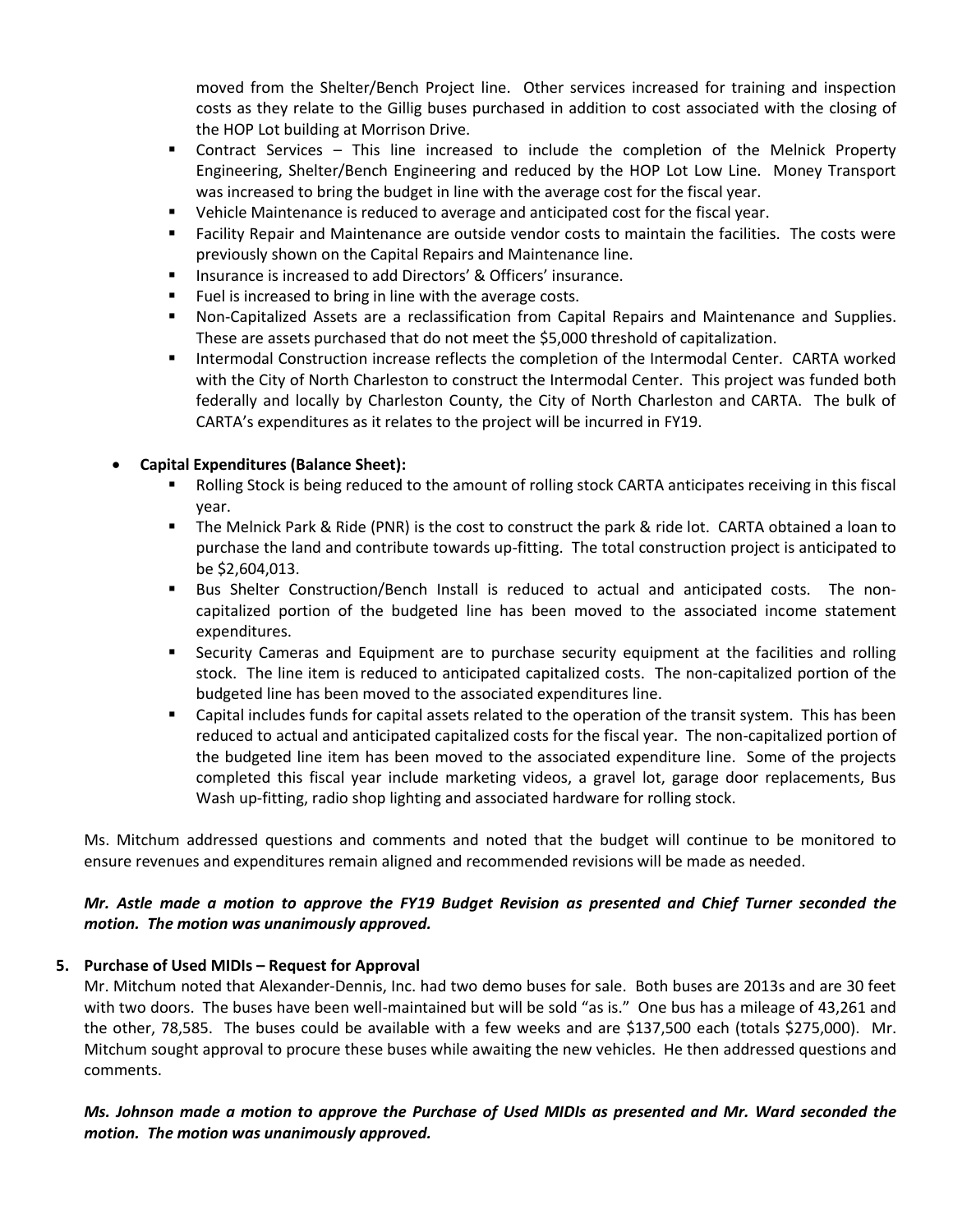moved from the Shelter/Bench Project line. Other services increased for training and inspection costs as they relate to the Gillig buses purchased in addition to cost associated with the closing of the HOP Lot building at Morrison Drive.

- Contract Services – This line increased to include the completion of the Melnick Property Engineering, Shelter/Bench Engineering and reduced by the HOP Lot Low Line. Money Transport was increased to bring the budget in line with the average cost for the fiscal year.
- Vehicle Maintenance is reduced to average and anticipated cost for the fiscal year.
- Facility Repair and Maintenance are outside vendor costs to maintain the facilities. The costs were previously shown on the Capital Repairs and Maintenance line.
- Insurance is increased to add Directors' & Officers' insurance.
- Fuel is increased to bring in line with the average costs.
- Non-Capitalized Assets are a reclassification from Capital Repairs and Maintenance and Supplies. These are assets purchased that do not meet the $5,000 threshold of capitalization.
- Intermodal Construction increase reflects the completion of the Intermodal Center. CARTA worked with the City of North Charleston to construct the Intermodal Center. This project was funded both federally and locally by Charleston County, the City of North Charleston and CARTA. The bulk of CARTA's expenditures as it relates to the project will be incurred in FY19.

- **Capital Expenditures (Balance Sheet):**
  - Rolling Stock is being reduced to the amount of rolling stock CARTA anticipates receiving in this fiscal year.
  - The Melnick Park & Ride (PNR) is the cost to construct the park & ride lot. CARTA obtained a loan to purchase the land and contribute towards up-fitting. The total construction project is anticipated to be $2,604,013.
  - Bus Shelter Construction/Bench Install is reduced to actual and anticipated costs. The non-capitalized portion of the budgeted line has been moved to the associated income statement expenditures.
  - Security Cameras and Equipment are to purchase security equipment at the facilities and rolling stock. The line item is reduced to anticipated capitalized costs. The non-capitalized portion of the budgeted line has been moved to the associated expenditures line.
  - Capital includes funds for capital assets related to the operation of the transit system. This has been reduced to actual and anticipated capitalized costs for the fiscal year. The non-capitalized portion of the budgeted line item has been moved to the associated expenditure line. Some of the projects completed this fiscal year include marketing videos, a gravel lot, garage door replacements, Bus Wash up-fitting, radio shop lighting and associated hardware for rolling stock.

Ms. Mitchum addressed questions and comments and noted that the budget will continue to be monitored to ensure revenues and expenditures remain aligned and recommended revisions will be made as needed.

***Mr. Astle made a motion to approve the FY19 Budget Revision as presented and Chief Turner seconded the motion. The motion was unanimously approved.***

**5. Purchase of Used MIDIs – Request for Approval**

Mr. Mitchum noted that Alexander-Dennis, Inc. had two demo buses for sale. Both buses are 2013s and are 30 feet with two doors. The buses have been well-maintained but will be sold "as is." One bus has a mileage of 43,261 and the other, 78,585. The buses could be available with a few weeks and are $137,500 each (totals $275,000). Mr. Mitchum sought approval to procure these buses while awaiting the new vehicles. He then addressed questions and comments.

***Ms. Johnson made a motion to approve the Purchase of Used MIDIs as presented and Mr. Ward seconded the motion. The motion was unanimously approved.***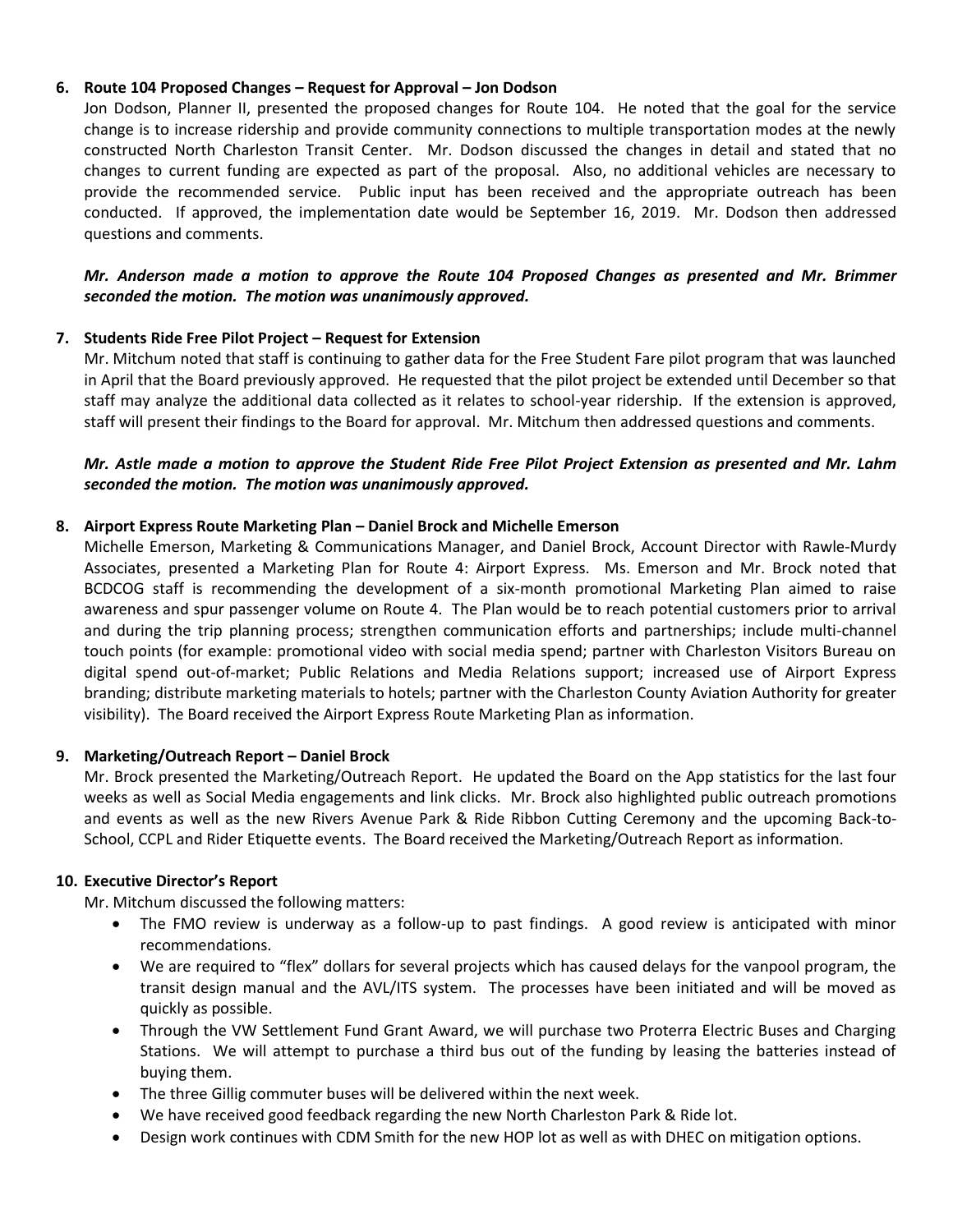6. **Route 104 Proposed Changes – Request for Approval – Jon Dodson**

   Jon Dodson, Planner II, presented the proposed changes for Route 104. He noted that the goal for the service change is to increase ridership and provide community connections to multiple transportation modes at the newly constructed North Charleston Transit Center. Mr. Dodson discussed the changes in detail and stated that no changes to current funding are expected as part of the proposal. Also, no additional vehicles are necessary to provide the recommended service. Public input has been received and the appropriate outreach has been conducted. If approved, the implementation date would be September 16, 2019. Mr. Dodson then addressed questions and comments.

   ***Mr. Anderson made a motion to approve the Route 104 Proposed Changes as presented and Mr. Brimmer seconded the motion. The motion was unanimously approved.***

7. **Students Ride Free Pilot Project – Request for Extension**

   Mr. Mitchum noted that staff is continuing to gather data for the Free Student Fare pilot program that was launched in April that the Board previously approved. He requested that the pilot project be extended until December so that staff may analyze the additional data collected as it relates to school-year ridership. If the extension is approved, staff will present their findings to the Board for approval. Mr. Mitchum then addressed questions and comments.

   ***Mr. Astle made a motion to approve the Student Ride Free Pilot Project Extension as presented and Mr. Lahm seconded the motion. The motion was unanimously approved.***

8. **Airport Express Route Marketing Plan – Daniel Brock and Michelle Emerson**

   Michelle Emerson, Marketing & Communications Manager, and Daniel Brock, Account Director with Rawle-Murdy Associates, presented a Marketing Plan for Route 4: Airport Express. Ms. Emerson and Mr. Brock noted that BCDCOG staff is recommending the development of a six-month promotional Marketing Plan aimed to raise awareness and spur passenger volume on Route 4. The Plan would be to reach potential customers prior to arrival and during the trip planning process; strengthen communication efforts and partnerships; include multi-channel touch points (for example: promotional video with social media spend; partner with Charleston Visitors Bureau on digital spend out-of-market; Public Relations and Media Relations support; increased use of Airport Express branding; distribute marketing materials to hotels; partner with the Charleston County Aviation Authority for greater visibility). The Board received the Airport Express Route Marketing Plan as information.

9. **Marketing/Outreach Report – Daniel Brock**

   Mr. Brock presented the Marketing/Outreach Report. He updated the Board on the App statistics for the last four weeks as well as Social Media engagements and link clicks. Mr. Brock also highlighted public outreach promotions and events as well as the new Rivers Avenue Park & Ride Ribbon Cutting Ceremony and the upcoming Back-to-School, CCPL and Rider Etiquette events. The Board received the Marketing/Outreach Report as information.

10. **Executive Director's Report**

    Mr. Mitchum discussed the following matters:

    - The FMO review is underway as a follow-up to past findings. A good review is anticipated with minor recommendations.
    - We are required to "flex" dollars for several projects which has caused delays for the vanpool program, the transit design manual and the AVL/ITS system. The processes have been initiated and will be moved as quickly as possible.
    - Through the VW Settlement Fund Grant Award, we will purchase two Proterra Electric Buses and Charging Stations. We will attempt to purchase a third bus out of the funding by leasing the batteries instead of buying them.
    - The three Gillig commuter buses will be delivered within the next week.
    - We have received good feedback regarding the new North Charleston Park & Ride lot.
    - Design work continues with CDM Smith for the new HOP lot as well as with DHEC on mitigation options.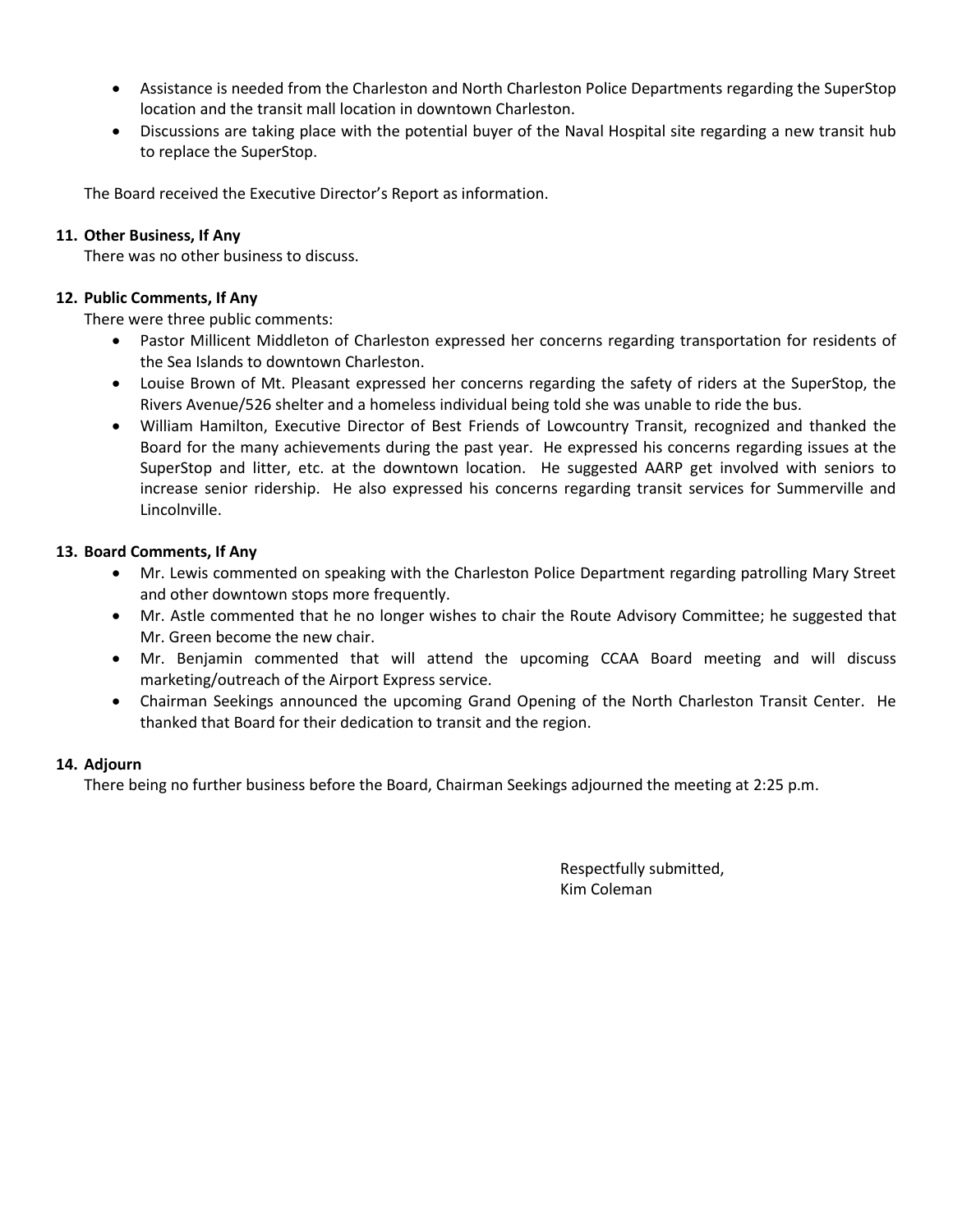- Assistance is needed from the Charleston and North Charleston Police Departments regarding the SuperStop location and the transit mall location in downtown Charleston.
- Discussions are taking place with the potential buyer of the Naval Hospital site regarding a new transit hub to replace the SuperStop.

The Board received the Executive Director's Report as information.

**11. Other Business, If Any**

There was no other business to discuss.

**12. Public Comments, If Any**

There were three public comments:

- Pastor Millicent Middleton of Charleston expressed her concerns regarding transportation for residents of the Sea Islands to downtown Charleston.
- Louise Brown of Mt. Pleasant expressed her concerns regarding the safety of riders at the SuperStop, the Rivers Avenue/526 shelter and a homeless individual being told she was unable to ride the bus.
- William Hamilton, Executive Director of Best Friends of Lowcountry Transit, recognized and thanked the Board for the many achievements during the past year. He expressed his concerns regarding issues at the SuperStop and litter, etc. at the downtown location. He suggested AARP get involved with seniors to increase senior ridership. He also expressed his concerns regarding transit services for Summerville and Lincolnville.

**13. Board Comments, If Any**

- Mr. Lewis commented on speaking with the Charleston Police Department regarding patrolling Mary Street and other downtown stops more frequently.
- Mr. Astle commented that he no longer wishes to chair the Route Advisory Committee; he suggested that Mr. Green become the new chair.
- Mr. Benjamin commented that will attend the upcoming CCAA Board meeting and will discuss marketing/outreach of the Airport Express service.
- Chairman Seekings announced the upcoming Grand Opening of the North Charleston Transit Center. He thanked that Board for their dedication to transit and the region.

**14. Adjourn**

There being no further business before the Board, Chairman Seekings adjourned the meeting at 2:25 p.m.

Respectfully submitted,
Kim Coleman